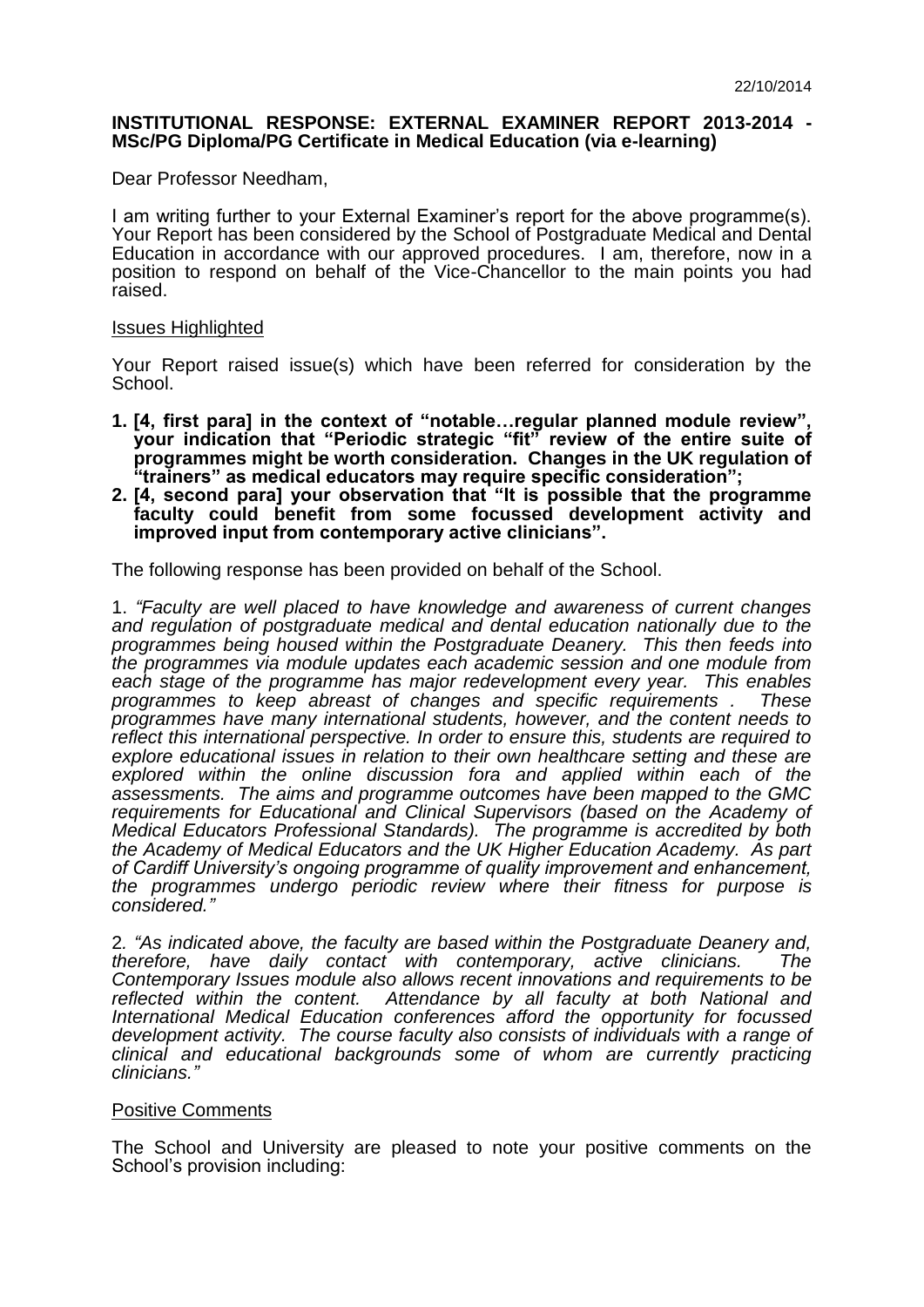22/10/2014

**INSTITUTIONAL RESPONSE: EXTERNAL EXAMINER REPORT 2013-2014 - MSc/PG Diploma/PG Certificate in Medical Education (via e-learning)**

Dear Professor Needham,

I am writing further to your External Examiner's report for the above programme(s). Your Report has been considered by the School of Postgraduate Medical and Dental Education in accordance with our approved procedures. I am, therefore, now in a position to respond on behalf of the Vice-Chancellor to the main points you had raised.

Issues Highlighted

Your Report raised issue(s) which have been referred for consideration by the School.

1. **[4, first para] in the context of "notable…regular planned module review", your indication that "Periodic strategic "fit" review of the entire suite of programmes might be worth consideration. Changes in the UK regulation of "trainers" as medical educators may require specific consideration";**
2. **[4, second para] your observation that "It is possible that the programme faculty could benefit from some focussed development activity and improved input from contemporary active clinicians".**

The following response has been provided on behalf of the School.

1. *"Faculty are well placed to have knowledge and awareness of current changes and regulation of postgraduate medical and dental education nationally due to the programmes being housed within the Postgraduate Deanery. This then feeds into the programmes via module updates each academic session and one module from each stage of the programme has major redevelopment every year. This enables programmes to keep abreast of changes and specific requirements . These programmes have many international students, however, and the content needs to reflect this international perspective. In order to ensure this, students are required to explore educational issues in relation to their own healthcare setting and these are explored within the online discussion fora and applied within each of the assessments. The aims and programme outcomes have been mapped to the GMC requirements for Educational and Clinical Supervisors (based on the Academy of Medical Educators Professional Standards). The programme is accredited by both the Academy of Medical Educators and the UK Higher Education Academy. As part of Cardiff University's ongoing programme of quality improvement and enhancement, the programmes undergo periodic review where their fitness for purpose is considered."*

2. *"As indicated above, the faculty are based within the Postgraduate Deanery and, therefore, have daily contact with contemporary, active clinicians. The Contemporary Issues module also allows recent innovations and requirements to be reflected within the content. Attendance by all faculty at both National and International Medical Education conferences afford the opportunity for focussed development activity. The course faculty also consists of individuals with a range of clinical and educational backgrounds some of whom are currently practicing clinicians."*

Positive Comments

The School and University are pleased to note your positive comments on the School's provision including: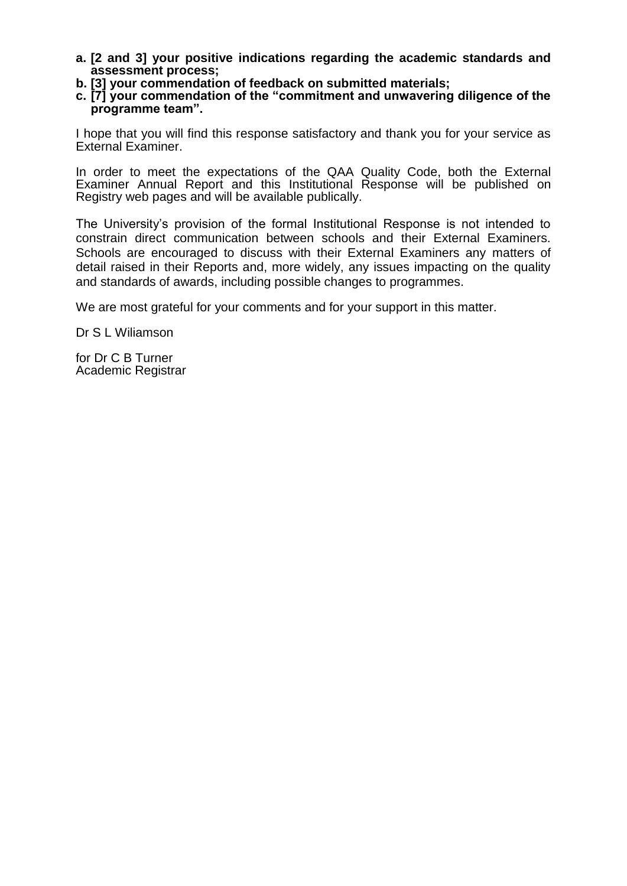- **a. [2 and 3] your positive indications regarding the academic standards and assessment process;**
- **b. [3] your commendation of feedback on submitted materials;**
- **c. [7] your commendation of the "commitment and unwavering diligence of the programme team".**

I hope that you will find this response satisfactory and thank you for your service as External Examiner.

In order to meet the expectations of the QAA Quality Code, both the External Examiner Annual Report and this Institutional Response will be published on Registry web pages and will be available publically.

The University's provision of the formal Institutional Response is not intended to constrain direct communication between schools and their External Examiners. Schools are encouraged to discuss with their External Examiners any matters of detail raised in their Reports and, more widely, any issues impacting on the quality and standards of awards, including possible changes to programmes.

We are most grateful for your comments and for your support in this matter.

Dr S L Wiliamson

for Dr C B Turner
Academic Registrar